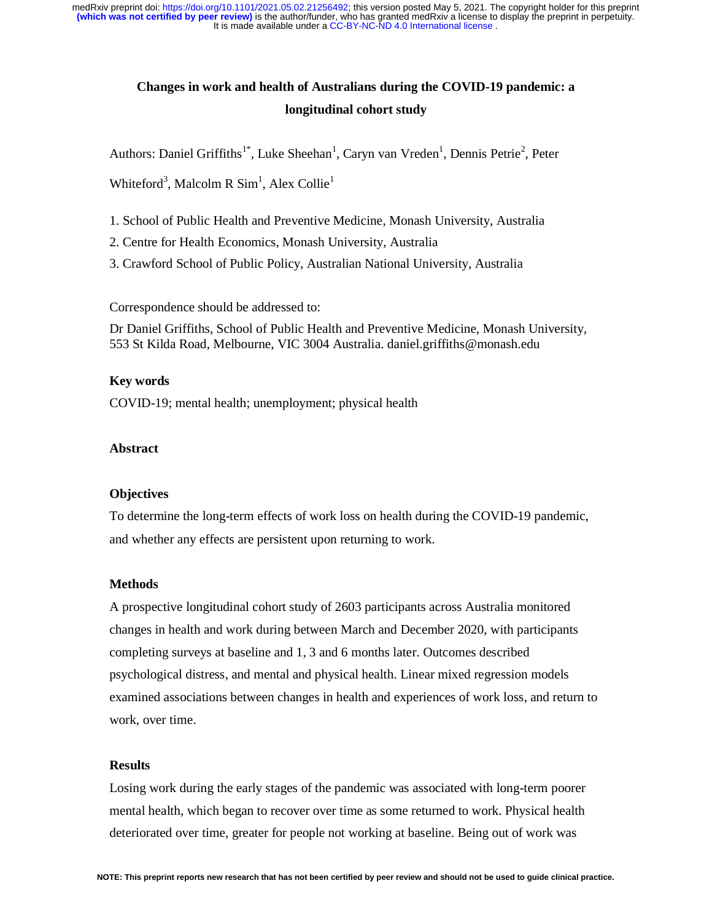# Changes in work and health of Australians during the COVID-19 pandemic: a longitudinal cohort study

Authors: Daniel Griffiths[1*], Luke Sheehan[1], Caryn van Vreden[1], Dennis Petrie[2], Peter Whiteford[3], Malcolm R Sim[1], Alex Collie[1]

1. School of Public Health and Preventive Medicine, Monash University, Australia
2. Centre for Health Economics, Monash University, Australia
3. Crawford School of Public Policy, Australian National University, Australia

Correspondence should be addressed to:

Dr Daniel Griffiths, School of Public Health and Preventive Medicine, Monash University, 553 St Kilda Road, Melbourne, VIC 3004 Australia. daniel.griffiths@monash.edu

## Key words

COVID-19; mental health; unemployment; physical health

## Abstract

### Objectives

To determine the long-term effects of work loss on health during the COVID-19 pandemic, and whether any effects are persistent upon returning to work.

### Methods

A prospective longitudinal cohort study of 2603 participants across Australia monitored changes in health and work during between March and December 2020, with participants completing surveys at baseline and 1, 3 and 6 months later. Outcomes described psychological distress, and mental and physical health. Linear mixed regression models examined associations between changes in health and experiences of work loss, and return to work, over time.

### Results

Losing work during the early stages of the pandemic was associated with long-term poorer mental health, which began to recover over time as some returned to work. Physical health deteriorated over time, greater for people not working at baseline. Being out of work was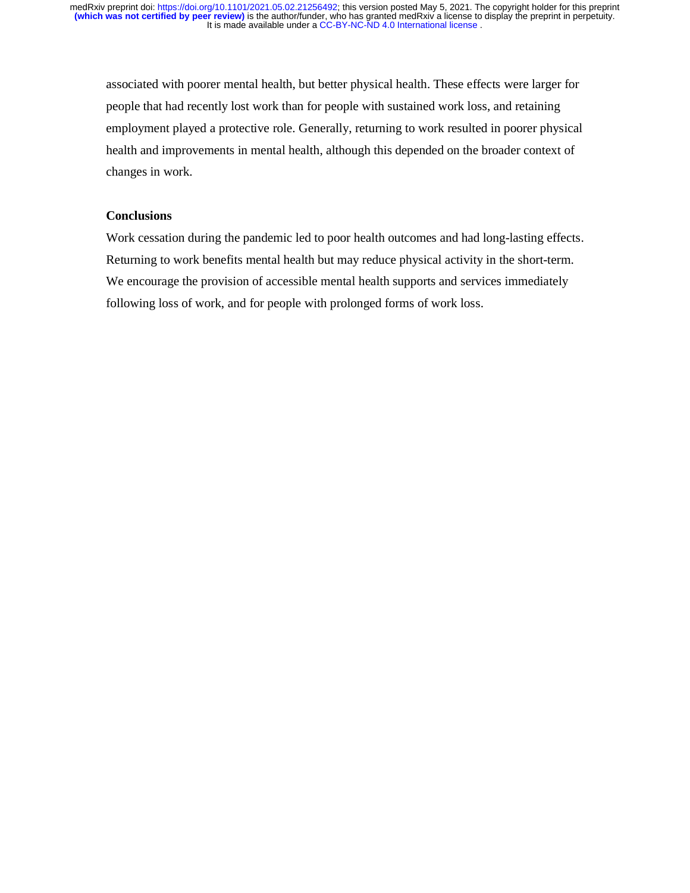associated with poorer mental health, but better physical health. These effects were larger for people that had recently lost work than for people with sustained work loss, and retaining employment played a protective role. Generally, returning to work resulted in poorer physical health and improvements in mental health, although this depended on the broader context of changes in work.

**Conclusions**

Work cessation during the pandemic led to poor health outcomes and had long-lasting effects. Returning to work benefits mental health but may reduce physical activity in the short-term. We encourage the provision of accessible mental health supports and services immediately following loss of work, and for people with prolonged forms of work loss.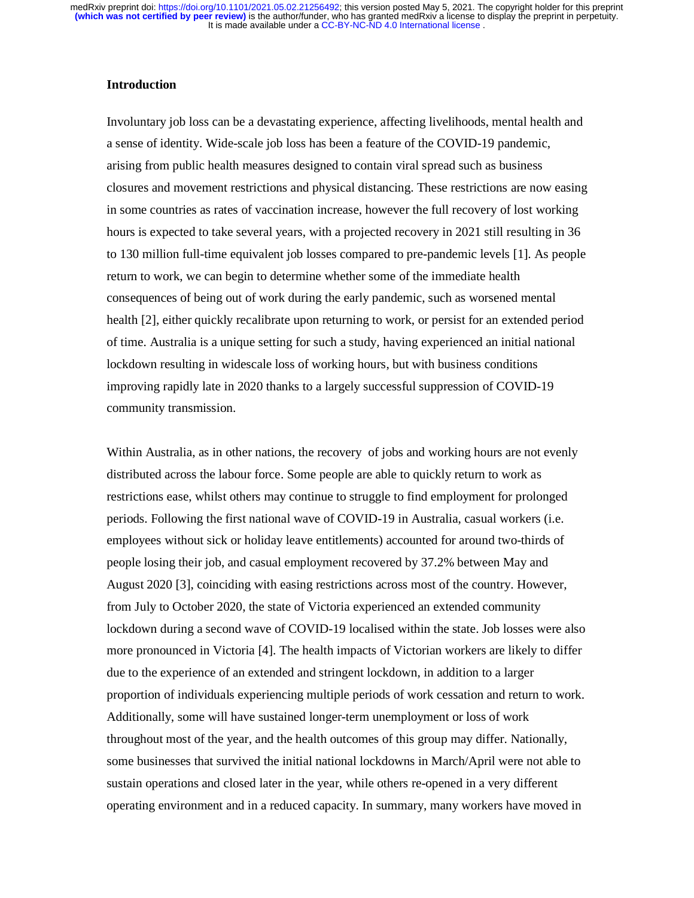## Introduction

Involuntary job loss can be a devastating experience, affecting livelihoods, mental health and a sense of identity. Wide-scale job loss has been a feature of the COVID-19 pandemic, arising from public health measures designed to contain viral spread such as business closures and movement restrictions and physical distancing. These restrictions are now easing in some countries as rates of vaccination increase, however the full recovery of lost working hours is expected to take several years, with a projected recovery in 2021 still resulting in 36 to 130 million full-time equivalent job losses compared to pre-pandemic levels [1]. As people return to work, we can begin to determine whether some of the immediate health consequences of being out of work during the early pandemic, such as worsened mental health [2], either quickly recalibrate upon returning to work, or persist for an extended period of time. Australia is a unique setting for such a study, having experienced an initial national lockdown resulting in widescale loss of working hours, but with business conditions improving rapidly late in 2020 thanks to a largely successful suppression of COVID-19 community transmission.

Within Australia, as in other nations, the recovery of jobs and working hours are not evenly distributed across the labour force. Some people are able to quickly return to work as restrictions ease, whilst others may continue to struggle to find employment for prolonged periods. Following the first national wave of COVID-19 in Australia, casual workers (i.e. employees without sick or holiday leave entitlements) accounted for around two-thirds of people losing their job, and casual employment recovered by 37.2% between May and August 2020 [3], coinciding with easing restrictions across most of the country. However, from July to October 2020, the state of Victoria experienced an extended community lockdown during a second wave of COVID-19 localised within the state. Job losses were also more pronounced in Victoria [4]. The health impacts of Victorian workers are likely to differ due to the experience of an extended and stringent lockdown, in addition to a larger proportion of individuals experiencing multiple periods of work cessation and return to work. Additionally, some will have sustained longer-term unemployment or loss of work throughout most of the year, and the health outcomes of this group may differ. Nationally, some businesses that survived the initial national lockdowns in March/April were not able to sustain operations and closed later in the year, while others re-opened in a very different operating environment and in a reduced capacity. In summary, many workers have moved in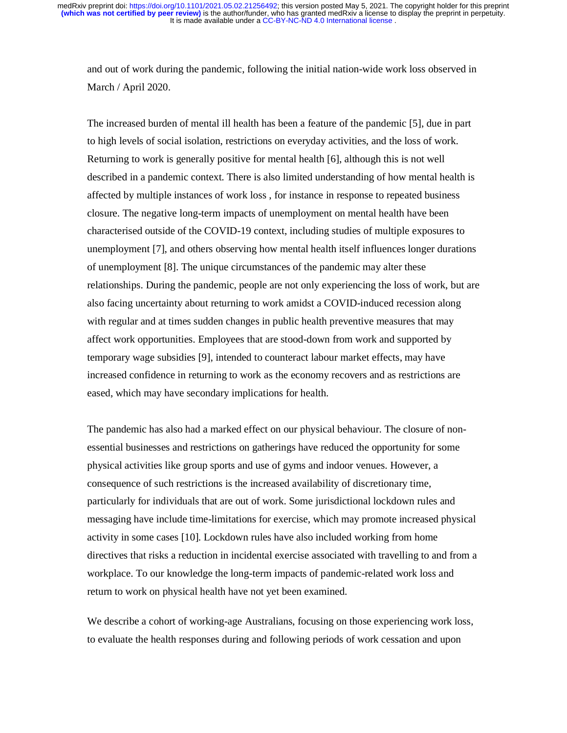and out of work during the pandemic, following the initial nation-wide work loss observed in March / April 2020.

The increased burden of mental ill health has been a feature of the pandemic [5], due in part to high levels of social isolation, restrictions on everyday activities, and the loss of work. Returning to work is generally positive for mental health [6], although this is not well described in a pandemic context. There is also limited understanding of how mental health is affected by multiple instances of work loss , for instance in response to repeated business closure. The negative long-term impacts of unemployment on mental health have been characterised outside of the COVID-19 context, including studies of multiple exposures to unemployment [7], and others observing how mental health itself influences longer durations of unemployment [8]. The unique circumstances of the pandemic may alter these relationships. During the pandemic, people are not only experiencing the loss of work, but are also facing uncertainty about returning to work amidst a COVID-induced recession along with regular and at times sudden changes in public health preventive measures that may affect work opportunities. Employees that are stood-down from work and supported by temporary wage subsidies [9], intended to counteract labour market effects, may have increased confidence in returning to work as the economy recovers and as restrictions are eased, which may have secondary implications for health.

The pandemic has also had a marked effect on our physical behaviour. The closure of non-essential businesses and restrictions on gatherings have reduced the opportunity for some physical activities like group sports and use of gyms and indoor venues. However, a consequence of such restrictions is the increased availability of discretionary time, particularly for individuals that are out of work. Some jurisdictional lockdown rules and messaging have include time-limitations for exercise, which may promote increased physical activity in some cases [10]. Lockdown rules have also included working from home directives that risks a reduction in incidental exercise associated with travelling to and from a workplace. To our knowledge the long-term impacts of pandemic-related work loss and return to work on physical health have not yet been examined.

We describe a cohort of working-age Australians, focusing on those experiencing work loss, to evaluate the health responses during and following periods of work cessation and upon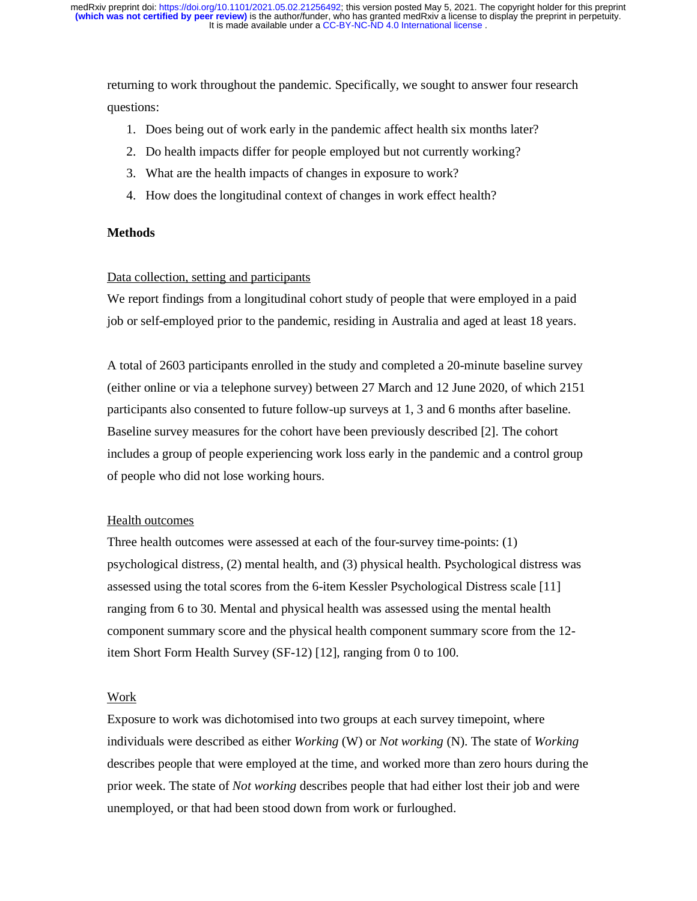returning to work throughout the pandemic. Specifically, we sought to answer four research questions:

1. Does being out of work early in the pandemic affect health six months later?
2. Do health impacts differ for people employed but not currently working?
3. What are the health impacts of changes in exposure to work?
4. How does the longitudinal context of changes in work effect health?

## Methods

### Data collection, setting and participants

We report findings from a longitudinal cohort study of people that were employed in a paid job or self-employed prior to the pandemic, residing in Australia and aged at least 18 years.

A total of 2603 participants enrolled in the study and completed a 20-minute baseline survey (either online or via a telephone survey) between 27 March and 12 June 2020, of which 2151 participants also consented to future follow-up surveys at 1, 3 and 6 months after baseline. Baseline survey measures for the cohort have been previously described [2]. The cohort includes a group of people experiencing work loss early in the pandemic and a control group of people who did not lose working hours.

### Health outcomes

Three health outcomes were assessed at each of the four-survey time-points: (1) psychological distress, (2) mental health, and (3) physical health. Psychological distress was assessed using the total scores from the 6-item Kessler Psychological Distress scale [11] ranging from 6 to 30. Mental and physical health was assessed using the mental health component summary score and the physical health component summary score from the 12-item Short Form Health Survey (SF-12) [12], ranging from 0 to 100.

### Work

Exposure to work was dichotomised into two groups at each survey timepoint, where individuals were described as either *Working* (W) or *Not working* (N). The state of *Working* describes people that were employed at the time, and worked more than zero hours during the prior week. The state of *Not working* describes people that had either lost their job and were unemployed, or that had been stood down from work or furloughed.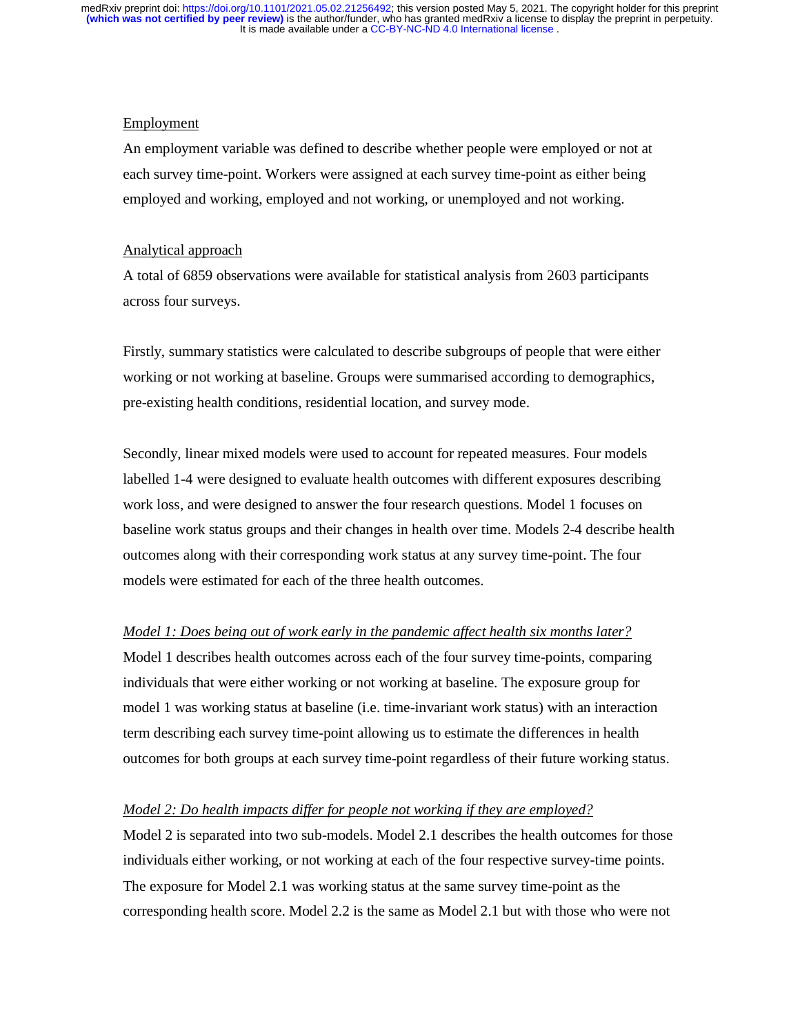## Employment

An employment variable was defined to describe whether people were employed or not at each survey time-point. Workers were assigned at each survey time-point as either being employed and working, employed and not working, or unemployed and not working.

## Analytical approach

A total of 6859 observations were available for statistical analysis from 2603 participants across four surveys.

Firstly, summary statistics were calculated to describe subgroups of people that were either working or not working at baseline. Groups were summarised according to demographics, pre-existing health conditions, residential location, and survey mode.

Secondly, linear mixed models were used to account for repeated measures. Four models labelled 1-4 were designed to evaluate health outcomes with different exposures describing work loss, and were designed to answer the four research questions. Model 1 focuses on baseline work status groups and their changes in health over time. Models 2-4 describe health outcomes along with their corresponding work status at any survey time-point. The four models were estimated for each of the three health outcomes.

### *Model 1: Does being out of work early in the pandemic affect health six months later?*

Model 1 describes health outcomes across each of the four survey time-points, comparing individuals that were either working or not working at baseline. The exposure group for model 1 was working status at baseline (i.e. time-invariant work status) with an interaction term describing each survey time-point allowing us to estimate the differences in health outcomes for both groups at each survey time-point regardless of their future working status.

### *Model 2: Do health impacts differ for people not working if they are employed?*

Model 2 is separated into two sub-models. Model 2.1 describes the health outcomes for those individuals either working, or not working at each of the four respective survey-time points. The exposure for Model 2.1 was working status at the same survey time-point as the corresponding health score. Model 2.2 is the same as Model 2.1 but with those who were not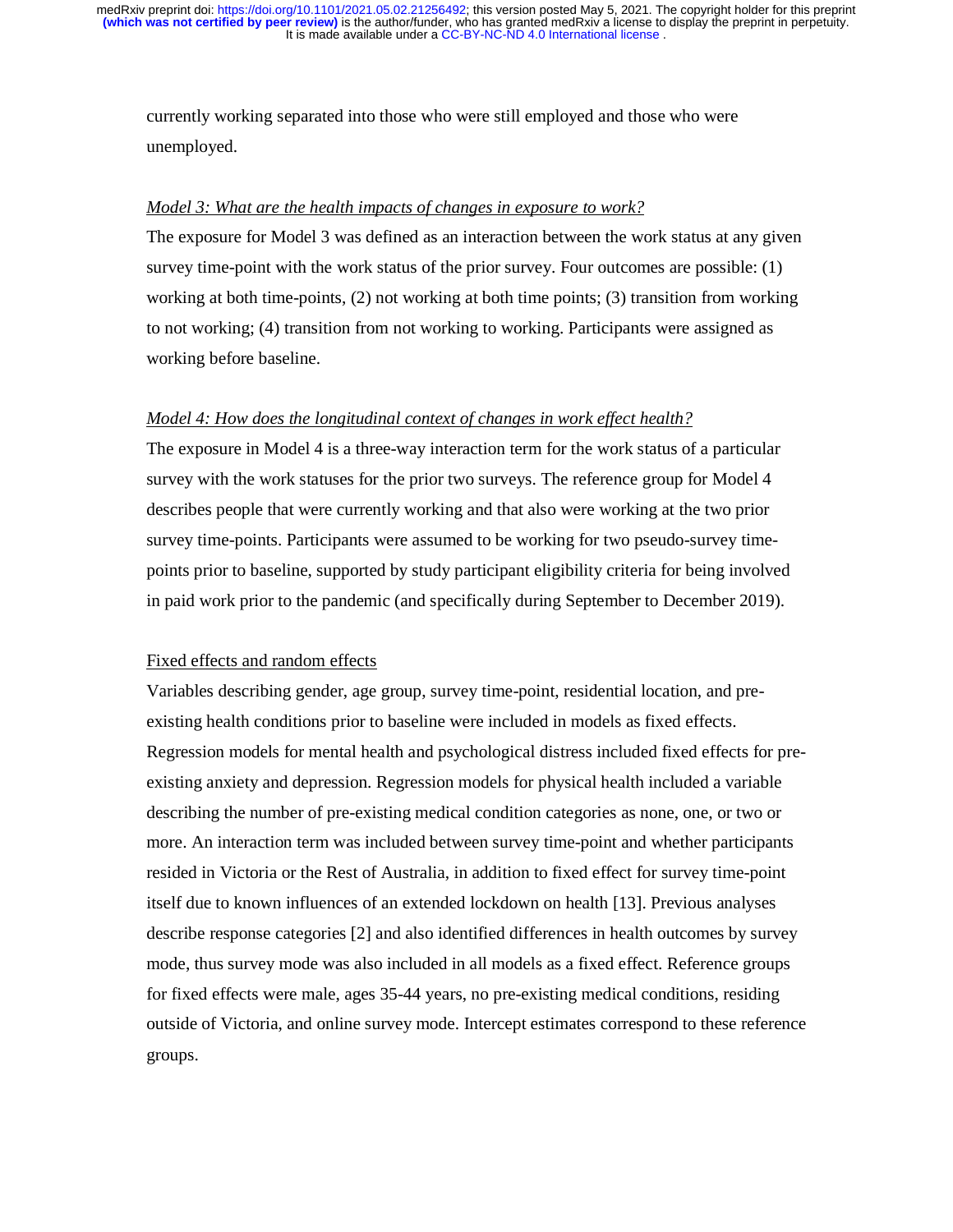currently working separated into those who were still employed and those who were unemployed.

*Model 3: What are the health impacts of changes in exposure to work?*

The exposure for Model 3 was defined as an interaction between the work status at any given survey time-point with the work status of the prior survey. Four outcomes are possible: (1) working at both time-points, (2) not working at both time points; (3) transition from working to not working; (4) transition from not working to working. Participants were assigned as working before baseline.

*Model 4: How does the longitudinal context of changes in work effect health?*

The exposure in Model 4 is a three-way interaction term for the work status of a particular survey with the work statuses for the prior two surveys. The reference group for Model 4 describes people that were currently working and that also were working at the two prior survey time-points. Participants were assumed to be working for two pseudo-survey time-points prior to baseline, supported by study participant eligibility criteria for being involved in paid work prior to the pandemic (and specifically during September to December 2019).

Fixed effects and random effects

Variables describing gender, age group, survey time-point, residential location, and pre-existing health conditions prior to baseline were included in models as fixed effects. Regression models for mental health and psychological distress included fixed effects for pre-existing anxiety and depression. Regression models for physical health included a variable describing the number of pre-existing medical condition categories as none, one, or two or more. An interaction term was included between survey time-point and whether participants resided in Victoria or the Rest of Australia, in addition to fixed effect for survey time-point itself due to known influences of an extended lockdown on health [13]. Previous analyses describe response categories [2] and also identified differences in health outcomes by survey mode, thus survey mode was also included in all models as a fixed effect. Reference groups for fixed effects were male, ages 35-44 years, no pre-existing medical conditions, residing outside of Victoria, and online survey mode. Intercept estimates correspond to these reference groups.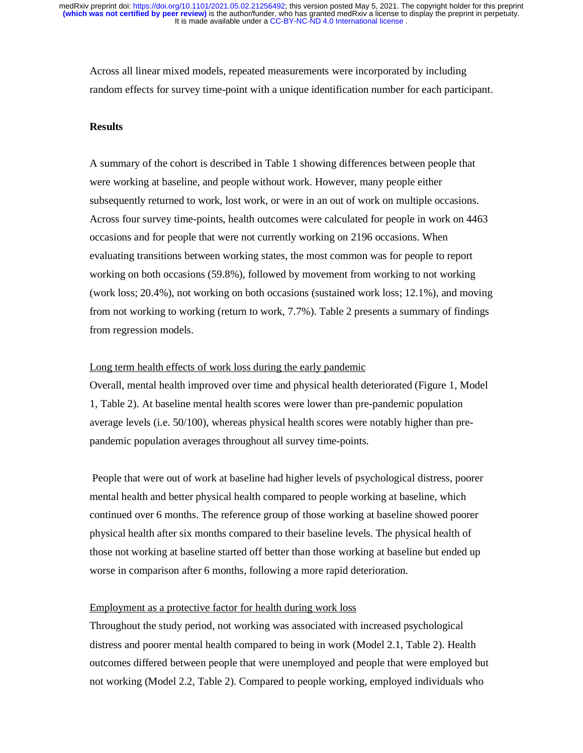Across all linear mixed models, repeated measurements were incorporated by including random effects for survey time-point with a unique identification number for each participant.

## Results

A summary of the cohort is described in Table 1 showing differences between people that were working at baseline, and people without work. However, many people either subsequently returned to work, lost work, or were in an out of work on multiple occasions. Across four survey time-points, health outcomes were calculated for people in work on 4463 occasions and for people that were not currently working on 2196 occasions. When evaluating transitions between working states, the most common was for people to report working on both occasions (59.8%), followed by movement from working to not working (work loss; 20.4%), not working on both occasions (sustained work loss; 12.1%), and moving from not working to working (return to work, 7.7%). Table 2 presents a summary of findings from regression models.

### Long term health effects of work loss during the early pandemic

Overall, mental health improved over time and physical health deteriorated (Figure 1, Model 1, Table 2). At baseline mental health scores were lower than pre-pandemic population average levels (i.e. 50/100), whereas physical health scores were notably higher than pre-pandemic population averages throughout all survey time-points.

People that were out of work at baseline had higher levels of psychological distress, poorer mental health and better physical health compared to people working at baseline, which continued over 6 months. The reference group of those working at baseline showed poorer physical health after six months compared to their baseline levels. The physical health of those not working at baseline started off better than those working at baseline but ended up worse in comparison after 6 months, following a more rapid deterioration.

### Employment as a protective factor for health during work loss

Throughout the study period, not working was associated with increased psychological distress and poorer mental health compared to being in work (Model 2.1, Table 2). Health outcomes differed between people that were unemployed and people that were employed but not working (Model 2.2, Table 2). Compared to people working, employed individuals who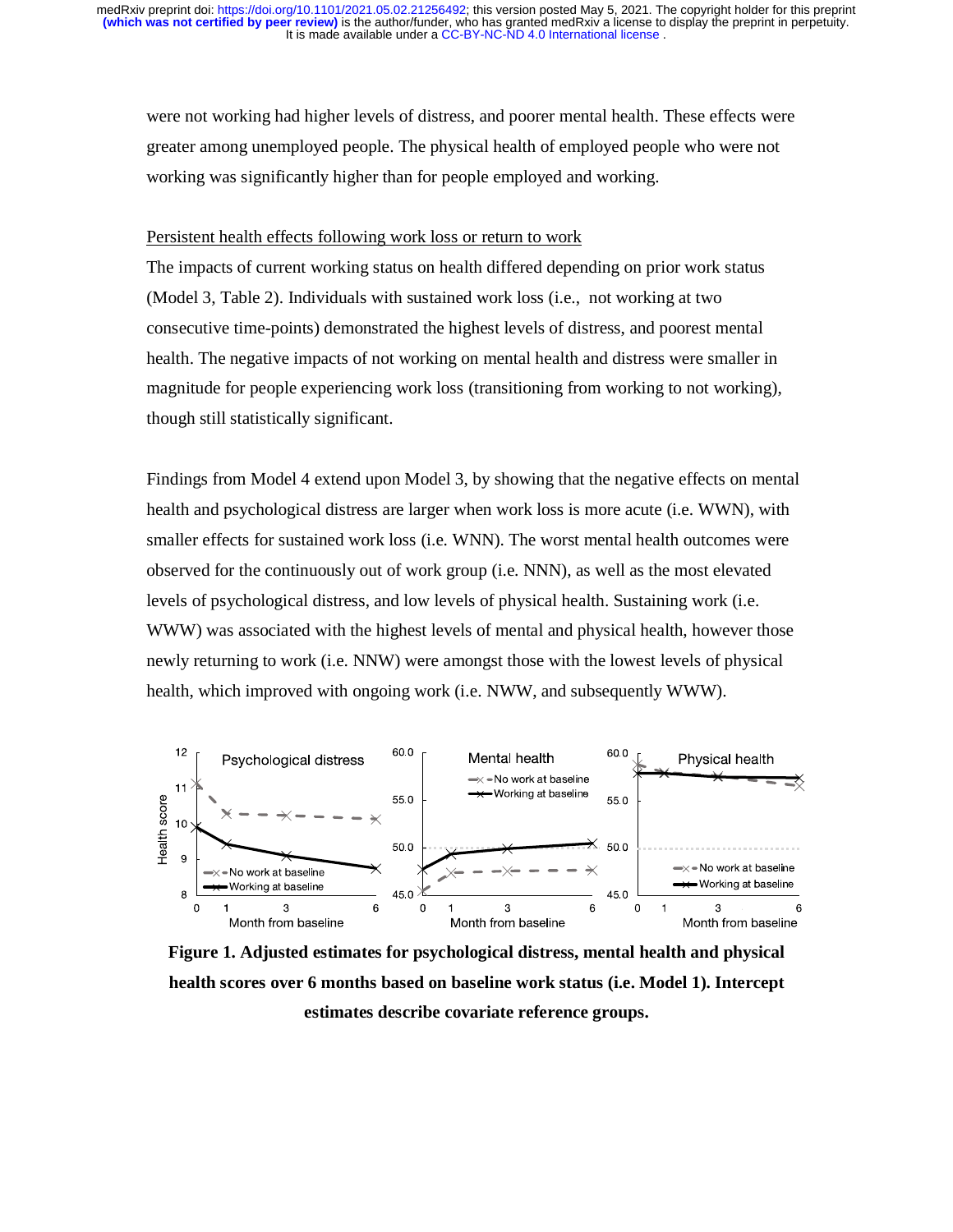were not working had higher levels of distress, and poorer mental health. These effects were greater among unemployed people. The physical health of employed people who were not working was significantly higher than for people employed and working.

Persistent health effects following work loss or return to work

The impacts of current working status on health differed depending on prior work status (Model 3, Table 2). Individuals with sustained work loss (i.e., not working at two consecutive time-points) demonstrated the highest levels of distress, and poorest mental health. The negative impacts of not working on mental health and distress were smaller in magnitude for people experiencing work loss (transitioning from working to not working), though still statistically significant.

Findings from Model 4 extend upon Model 3, by showing that the negative effects on mental health and psychological distress are larger when work loss is more acute (i.e. WWN), with smaller effects for sustained work loss (i.e. WNN). The worst mental health outcomes were observed for the continuously out of work group (i.e. NNN), as well as the most elevated levels of psychological distress, and low levels of physical health. Sustaining work (i.e. WWW) was associated with the highest levels of mental and physical health, however those newly returning to work (i.e. NNW) were amongst those with the lowest levels of physical health, which improved with ongoing work (i.e. NWW, and subsequently WWW).

**Figure 1. Adjusted estimates for psychological distress, mental health and physical health scores over 6 months based on baseline work status (i.e. Model 1). Intercept estimates describe covariate reference groups.**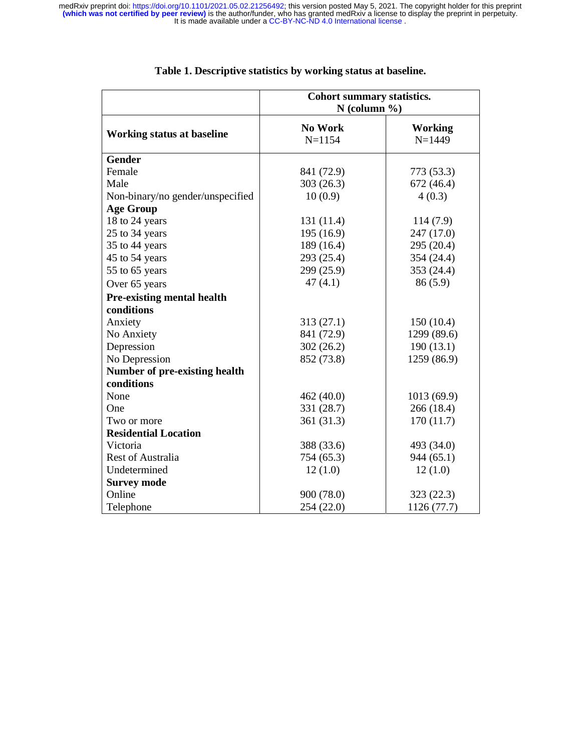**Table 1. Descriptive statistics by working status at baseline.**

| | Cohort summary statistics. N (column %) | |
|---|---|---|
| **Working status at baseline** | **No Work** N=1154 | **Working** N=1449 |
| **Gender** | | |
| Female | 841 (72.9) | 773 (53.3) |
| Male | 303 (26.3) | 672 (46.4) |
| Non-binary/no gender/unspecified | 10 (0.9) | 4 (0.3) |
| **Age Group** | | |
| 18 to 24 years | 131 (11.4) | 114 (7.9) |
| 25 to 34 years | 195 (16.9) | 247 (17.0) |
| 35 to 44 years | 189 (16.4) | 295 (20.4) |
| 45 to 54 years | 293 (25.4) | 354 (24.4) |
| 55 to 65 years | 299 (25.9) | 353 (24.4) |
| Over 65 years | 47 (4.1) | 86 (5.9) |
| **Pre-existing mental health conditions** | | |
| Anxiety | 313 (27.1) | 150 (10.4) |
| No Anxiety | 841 (72.9) | 1299 (89.6) |
| Depression | 302 (26.2) | 190 (13.1) |
| No Depression | 852 (73.8) | 1259 (86.9) |
| **Number of pre-existing health conditions** | | |
| None | 462 (40.0) | 1013 (69.9) |
| One | 331 (28.7) | 266 (18.4) |
| Two or more | 361 (31.3) | 170 (11.7) |
| **Residential Location** | | |
| Victoria | 388 (33.6) | 493 (34.0) |
| Rest of Australia | 754 (65.3) | 944 (65.1) |
| Undetermined | 12 (1.0) | 12 (1.0) |
| **Survey mode** | | |
| Online | 900 (78.0) | 323 (22.3) |
| Telephone | 254 (22.0) | 1126 (77.7) |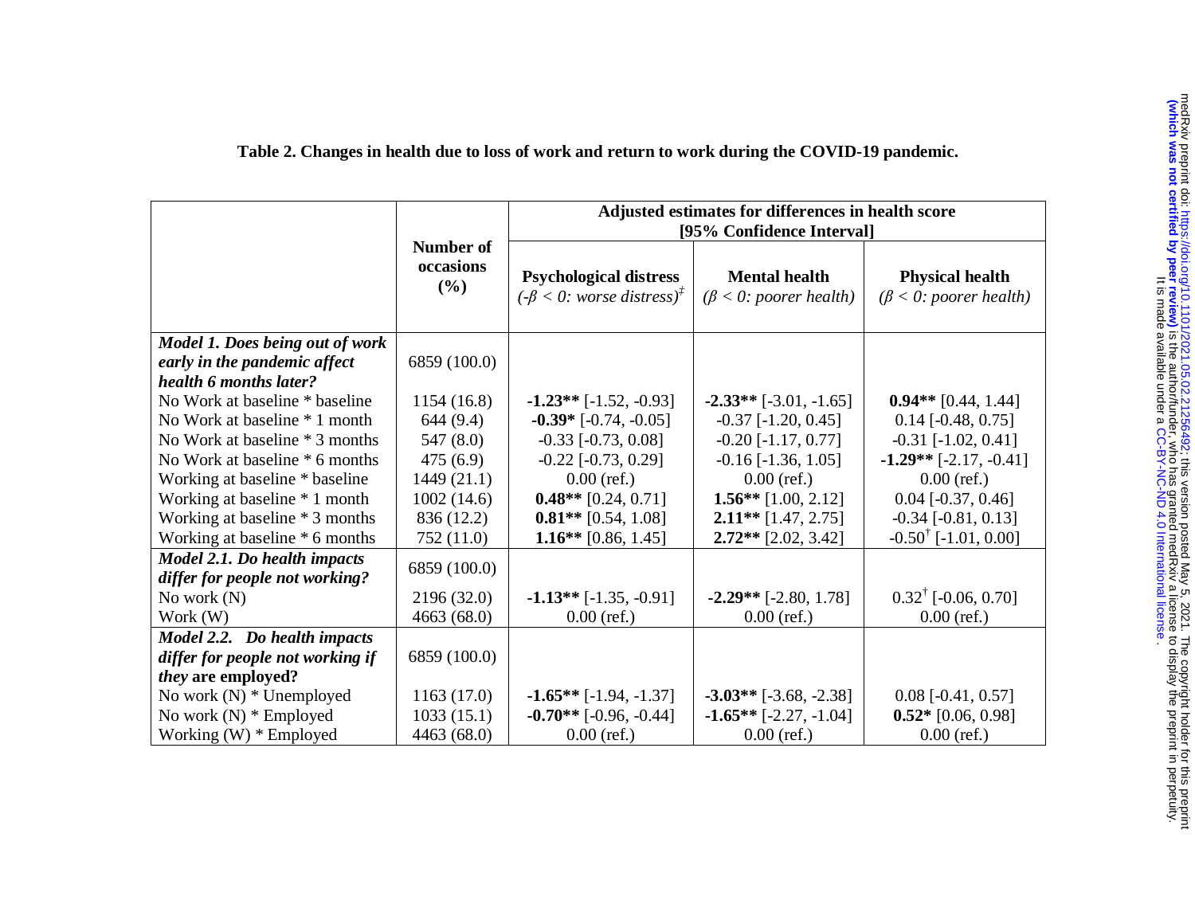**Table 2. Changes in health due to loss of work and return to work during the COVID-19 pandemic.**

| | Number of occasions (%) | Adjusted estimates for differences in health score [95% Confidence Interval] | | |
|---|---|---|---|---|
| | | Psychological distress *($-\beta < 0$: worse distress)*[‡] | Mental health *($\beta < 0$: poorer health)* | Physical health *($\beta < 0$: poorer health)* |
| ***Model 1. Does being out of work early in the pandemic affect health 6 months later?*** | 6859 (100.0) | | | |
| No Work at baseline * baseline | 1154 (16.8) | **-1.23**** [-1.52, -0.93] | **-2.33**** [-3.01, -1.65] | **0.94**** [0.44, 1.44] |
| No Work at baseline * 1 month | 644 (9.4) | **-0.39*** [-0.74, -0.05] | -0.37 [-1.20, 0.45] | 0.14 [-0.48, 0.75] |
| No Work at baseline * 3 months | 547 (8.0) | -0.33 [-0.73, 0.08] | -0.20 [-1.17, 0.77] | -0.31 [-1.02, 0.41] |
| No Work at baseline * 6 months | 475 (6.9) | -0.22 [-0.73, 0.29] | -0.16 [-1.36, 1.05] | **-1.29**** [-2.17, -0.41] |
| Working at baseline * baseline | 1449 (21.1) | 0.00 (ref.) | 0.00 (ref.) | 0.00 (ref.) |
| Working at baseline * 1 month | 1002 (14.6) | **0.48**** [0.24, 0.71] | **1.56**** [1.00, 2.12] | 0.04 [-0.37, 0.46] |
| Working at baseline * 3 months | 836 (12.2) | **0.81**** [0.54, 1.08] | **2.11**** [1.47, 2.75] | -0.34 [-0.81, 0.13] |
| Working at baseline * 6 months | 752 (11.0) | **1.16**** [0.86, 1.45] | **2.72**** [2.02, 3.42] | -0.50[†] [-1.01, 0.00] |
| ***Model 2.1. Do health impacts differ for people not working?*** | 6859 (100.0) | | | |
| No work (N) | 2196 (32.0) | **-1.13**** [-1.35, -0.91] | **-2.29**** [-2.80, 1.78] | 0.32[†] [-0.06, 0.70] |
| Work (W) | 4663 (68.0) | 0.00 (ref.) | 0.00 (ref.) | 0.00 (ref.) |
| ***Model 2.2. Do health impacts differ for people not working if they* are employed?** | 6859 (100.0) | | | |
| No work (N) * Unemployed | 1163 (17.0) | **-1.65**** [-1.94, -1.37] | **-3.03**** [-3.68, -2.38] | 0.08 [-0.41, 0.57] |
| No work (N) * Employed | 1033 (15.1) | **-0.70**** [-0.96, -0.44] | **-1.65**** [-2.27, -1.04] | **0.52*** [0.06, 0.98] |
| Working (W) * Employed | 4463 (68.0) | 0.00 (ref.) | 0.00 (ref.) | 0.00 (ref.) |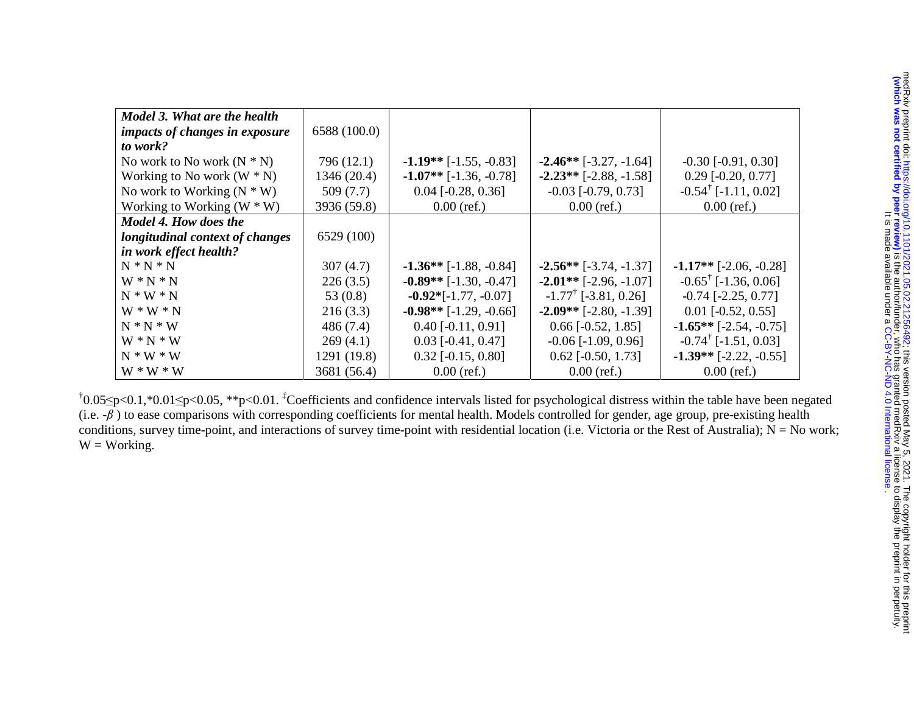| | | | | |
|---|---|---|---|---|
| ***Model 3. What are the health impacts of changes in exposure to work?*** | 6588 (100.0) | | | |
| No work to No work (N * N) | 796 (12.1) | **-1.19**** [-1.55, -0.83] | **-2.46**** [-3.27, -1.64] | -0.30 [-0.91, 0.30] |
| Working to No work (W * N) | 1346 (20.4) | **-1.07**** [-1.36, -0.78] | **-2.23**** [-2.88, -1.58] | 0.29 [-0.20, 0.77] |
| No work to Working (N * W) | 509 (7.7) | 0.04 [-0.28, 0.36] | -0.03 [-0.79, 0.73] | -0.54[†] [-1.11, 0.02] |
| Working to Working (W * W) | 3936 (59.8) | 0.00 (ref.) | 0.00 (ref.) | 0.00 (ref.) |
| ***Model 4. How does the longitudinal context of changes in work effect health?*** | 6529 (100) | | | |
| N * N * N | 307 (4.7) | **-1.36**** [-1.88, -0.84] | **-2.56**** [-3.74, -1.37] | **-1.17**** [-2.06, -0.28] |
| W * N * N | 226 (3.5) | **-0.89**** [-1.30, -0.47] | **-2.01**** [-2.96, -1.07] | -0.65[†] [-1.36, 0.06] |
| N * W * N | 53 (0.8) | **-0.92***[-1.77, -0.07] | -1.77[†] [-3.81, 0.26] | -0.74 [-2.25, 0.77] |
| W * W * N | 216 (3.3) | **-0.98**** [-1.29, -0.66] | **-2.09**** [-2.80, -1.39] | 0.01 [-0.52, 0.55] |
| N * N * W | 486 (7.4) | 0.40 [-0.11, 0.91] | 0.66 [-0.52, 1.85] | **-1.65**** [-2.54, -0.75] |
| W * N * W | 269 (4.1) | 0.03 [-0.41, 0.47] | -0.06 [-1.09, 0.96] | -0.74[†] [-1.51, 0.03] |
| N * W * W | 1291 (19.8) | 0.32 [-0.15, 0.80] | 0.62 [-0.50, 1.73] | **-1.39**** [-2.22, -0.55] |
| W * W * W | 3681 (56.4) | 0.00 (ref.) | 0.00 (ref.) | 0.00 (ref.) |

[†]0.05≤p<0.1,*0.01≤p<0.05, **p<0.01. [‡]Coefficients and confidence intervals listed for psychological distress within the table have been negated (i.e. $-\beta$) to ease comparisons with corresponding coefficients for mental health. Models controlled for gender, age group, pre-existing health conditions, survey time-point, and interactions of survey time-point with residential location (i.e. Victoria or the Rest of Australia); N = No work; W = Working.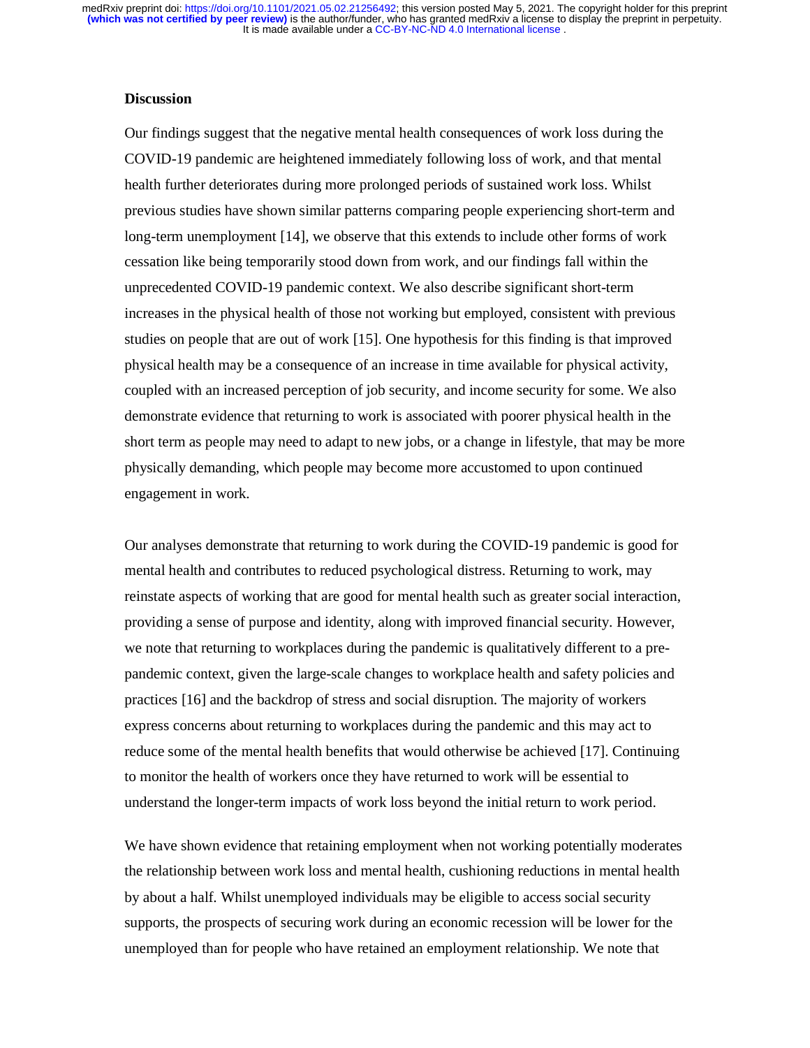## Discussion

Our findings suggest that the negative mental health consequences of work loss during the COVID-19 pandemic are heightened immediately following loss of work, and that mental health further deteriorates during more prolonged periods of sustained work loss. Whilst previous studies have shown similar patterns comparing people experiencing short-term and long-term unemployment [14], we observe that this extends to include other forms of work cessation like being temporarily stood down from work, and our findings fall within the unprecedented COVID-19 pandemic context. We also describe significant short-term increases in the physical health of those not working but employed, consistent with previous studies on people that are out of work [15]. One hypothesis for this finding is that improved physical health may be a consequence of an increase in time available for physical activity, coupled with an increased perception of job security, and income security for some. We also demonstrate evidence that returning to work is associated with poorer physical health in the short term as people may need to adapt to new jobs, or a change in lifestyle, that may be more physically demanding, which people may become more accustomed to upon continued engagement in work.

Our analyses demonstrate that returning to work during the COVID-19 pandemic is good for mental health and contributes to reduced psychological distress. Returning to work, may reinstate aspects of working that are good for mental health such as greater social interaction, providing a sense of purpose and identity, along with improved financial security. However, we note that returning to workplaces during the pandemic is qualitatively different to a pre-pandemic context, given the large-scale changes to workplace health and safety policies and practices [16] and the backdrop of stress and social disruption. The majority of workers express concerns about returning to workplaces during the pandemic and this may act to reduce some of the mental health benefits that would otherwise be achieved [17]. Continuing to monitor the health of workers once they have returned to work will be essential to understand the longer-term impacts of work loss beyond the initial return to work period.

We have shown evidence that retaining employment when not working potentially moderates the relationship between work loss and mental health, cushioning reductions in mental health by about a half. Whilst unemployed individuals may be eligible to access social security supports, the prospects of securing work during an economic recession will be lower for the unemployed than for people who have retained an employment relationship. We note that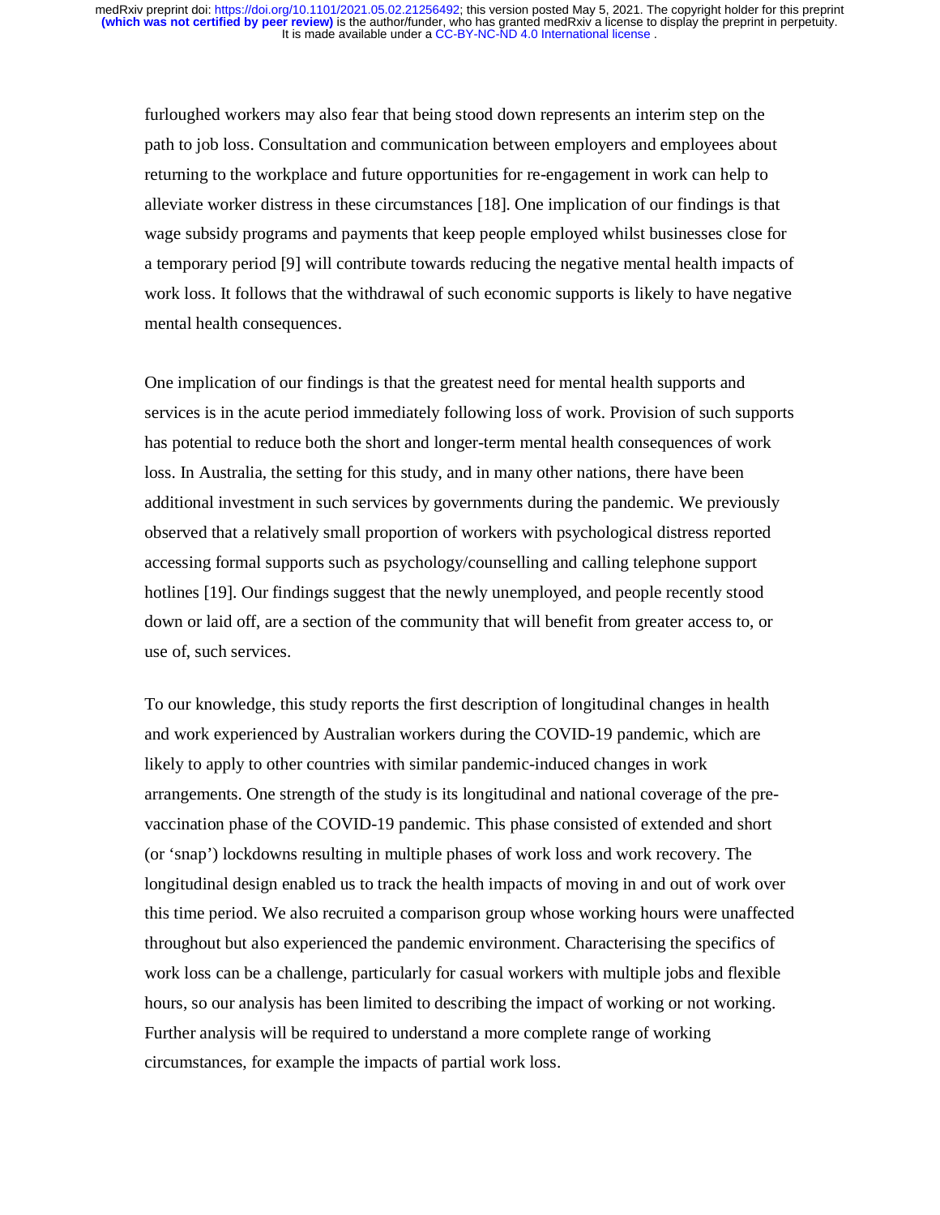furloughed workers may also fear that being stood down represents an interim step on the path to job loss. Consultation and communication between employers and employees about returning to the workplace and future opportunities for re-engagement in work can help to alleviate worker distress in these circumstances [18]. One implication of our findings is that wage subsidy programs and payments that keep people employed whilst businesses close for a temporary period [9] will contribute towards reducing the negative mental health impacts of work loss. It follows that the withdrawal of such economic supports is likely to have negative mental health consequences.

One implication of our findings is that the greatest need for mental health supports and services is in the acute period immediately following loss of work. Provision of such supports has potential to reduce both the short and longer-term mental health consequences of work loss. In Australia, the setting for this study, and in many other nations, there have been additional investment in such services by governments during the pandemic. We previously observed that a relatively small proportion of workers with psychological distress reported accessing formal supports such as psychology/counselling and calling telephone support hotlines [19]. Our findings suggest that the newly unemployed, and people recently stood down or laid off, are a section of the community that will benefit from greater access to, or use of, such services.

To our knowledge, this study reports the first description of longitudinal changes in health and work experienced by Australian workers during the COVID-19 pandemic, which are likely to apply to other countries with similar pandemic-induced changes in work arrangements. One strength of the study is its longitudinal and national coverage of the pre-vaccination phase of the COVID-19 pandemic. This phase consisted of extended and short (or 'snap') lockdowns resulting in multiple phases of work loss and work recovery. The longitudinal design enabled us to track the health impacts of moving in and out of work over this time period. We also recruited a comparison group whose working hours were unaffected throughout but also experienced the pandemic environment. Characterising the specifics of work loss can be a challenge, particularly for casual workers with multiple jobs and flexible hours, so our analysis has been limited to describing the impact of working or not working. Further analysis will be required to understand a more complete range of working circumstances, for example the impacts of partial work loss.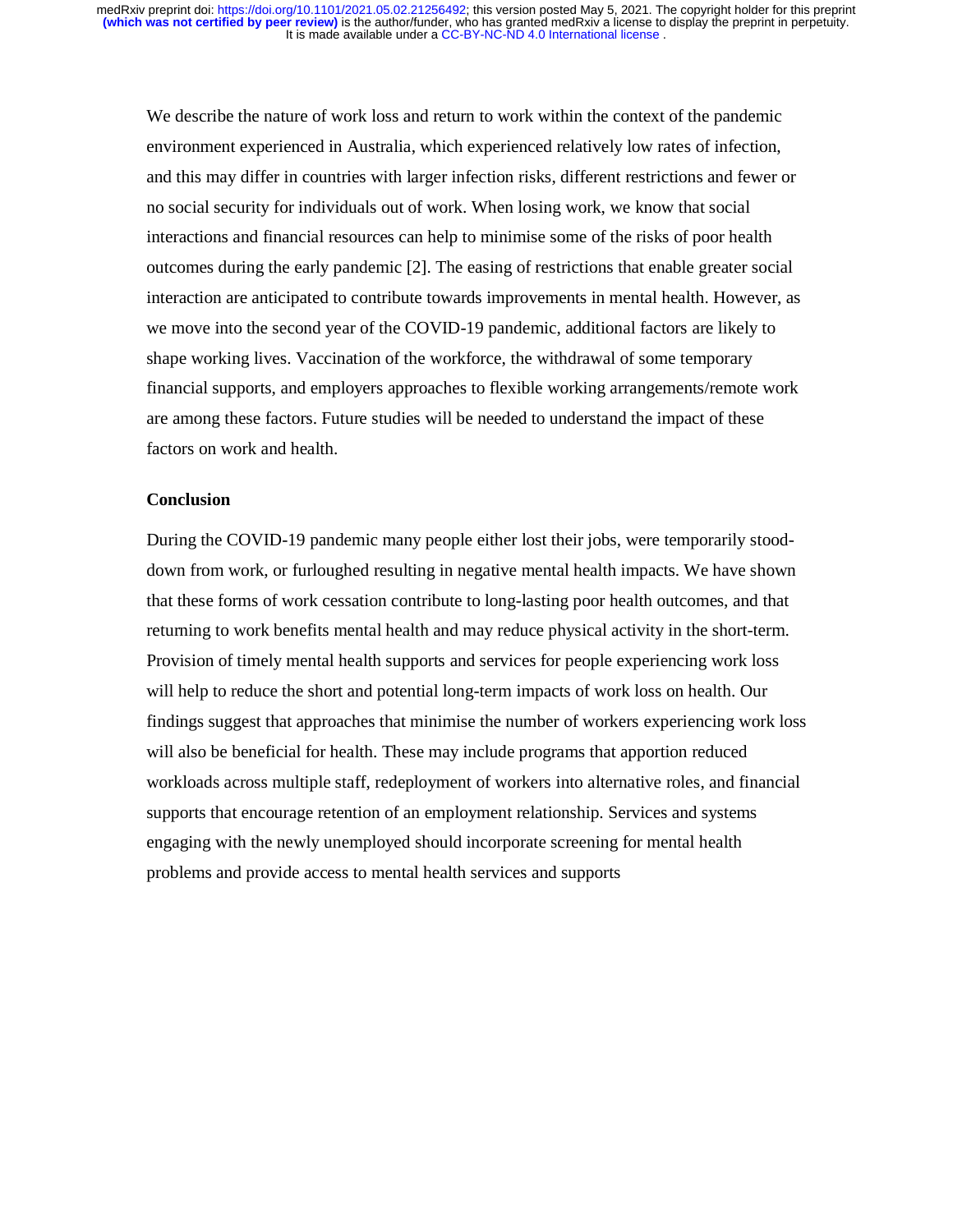We describe the nature of work loss and return to work within the context of the pandemic environment experienced in Australia, which experienced relatively low rates of infection, and this may differ in countries with larger infection risks, different restrictions and fewer or no social security for individuals out of work. When losing work, we know that social interactions and financial resources can help to minimise some of the risks of poor health outcomes during the early pandemic [2]. The easing of restrictions that enable greater social interaction are anticipated to contribute towards improvements in mental health. However, as we move into the second year of the COVID-19 pandemic, additional factors are likely to shape working lives. Vaccination of the workforce, the withdrawal of some temporary financial supports, and employers approaches to flexible working arrangements/remote work are among these factors. Future studies will be needed to understand the impact of these factors on work and health.

## Conclusion

During the COVID-19 pandemic many people either lost their jobs, were temporarily stood-down from work, or furloughed resulting in negative mental health impacts. We have shown that these forms of work cessation contribute to long-lasting poor health outcomes, and that returning to work benefits mental health and may reduce physical activity in the short-term. Provision of timely mental health supports and services for people experiencing work loss will help to reduce the short and potential long-term impacts of work loss on health. Our findings suggest that approaches that minimise the number of workers experiencing work loss will also be beneficial for health. These may include programs that apportion reduced workloads across multiple staff, redeployment of workers into alternative roles, and financial supports that encourage retention of an employment relationship. Services and systems engaging with the newly unemployed should incorporate screening for mental health problems and provide access to mental health services and supports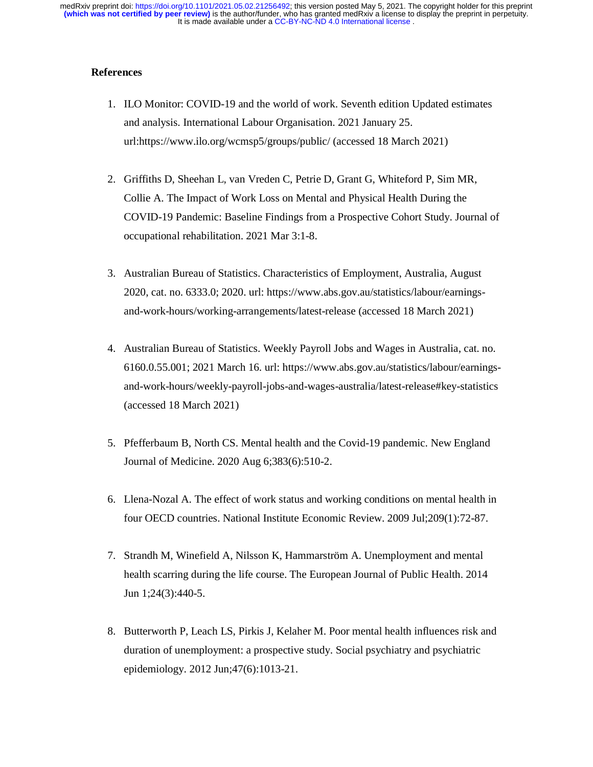## References

1. ILO Monitor: COVID-19 and the world of work. Seventh edition Updated estimates and analysis. International Labour Organisation. 2021 January 25. url:https://www.ilo.org/wcmsp5/groups/public/ (accessed 18 March 2021)

2. Griffiths D, Sheehan L, van Vreden C, Petrie D, Grant G, Whiteford P, Sim MR, Collie A. The Impact of Work Loss on Mental and Physical Health During the COVID-19 Pandemic: Baseline Findings from a Prospective Cohort Study. Journal of occupational rehabilitation. 2021 Mar 3:1-8.

3. Australian Bureau of Statistics. Characteristics of Employment, Australia, August 2020, cat. no. 6333.0; 2020. url: https://www.abs.gov.au/statistics/labour/earnings-and-work-hours/working-arrangements/latest-release (accessed 18 March 2021)

4. Australian Bureau of Statistics. Weekly Payroll Jobs and Wages in Australia, cat. no. 6160.0.55.001; 2021 March 16. url: https://www.abs.gov.au/statistics/labour/earnings-and-work-hours/weekly-payroll-jobs-and-wages-australia/latest-release#key-statistics (accessed 18 March 2021)

5. Pfefferbaum B, North CS. Mental health and the Covid-19 pandemic. New England Journal of Medicine. 2020 Aug 6;383(6):510-2.

6. Llena-Nozal A. The effect of work status and working conditions on mental health in four OECD countries. National Institute Economic Review. 2009 Jul;209(1):72-87.

7. Strandh M, Winefield A, Nilsson K, Hammarström A. Unemployment and mental health scarring during the life course. The European Journal of Public Health. 2014 Jun 1;24(3):440-5.

8. Butterworth P, Leach LS, Pirkis J, Kelaher M. Poor mental health influences risk and duration of unemployment: a prospective study. Social psychiatry and psychiatric epidemiology. 2012 Jun;47(6):1013-21.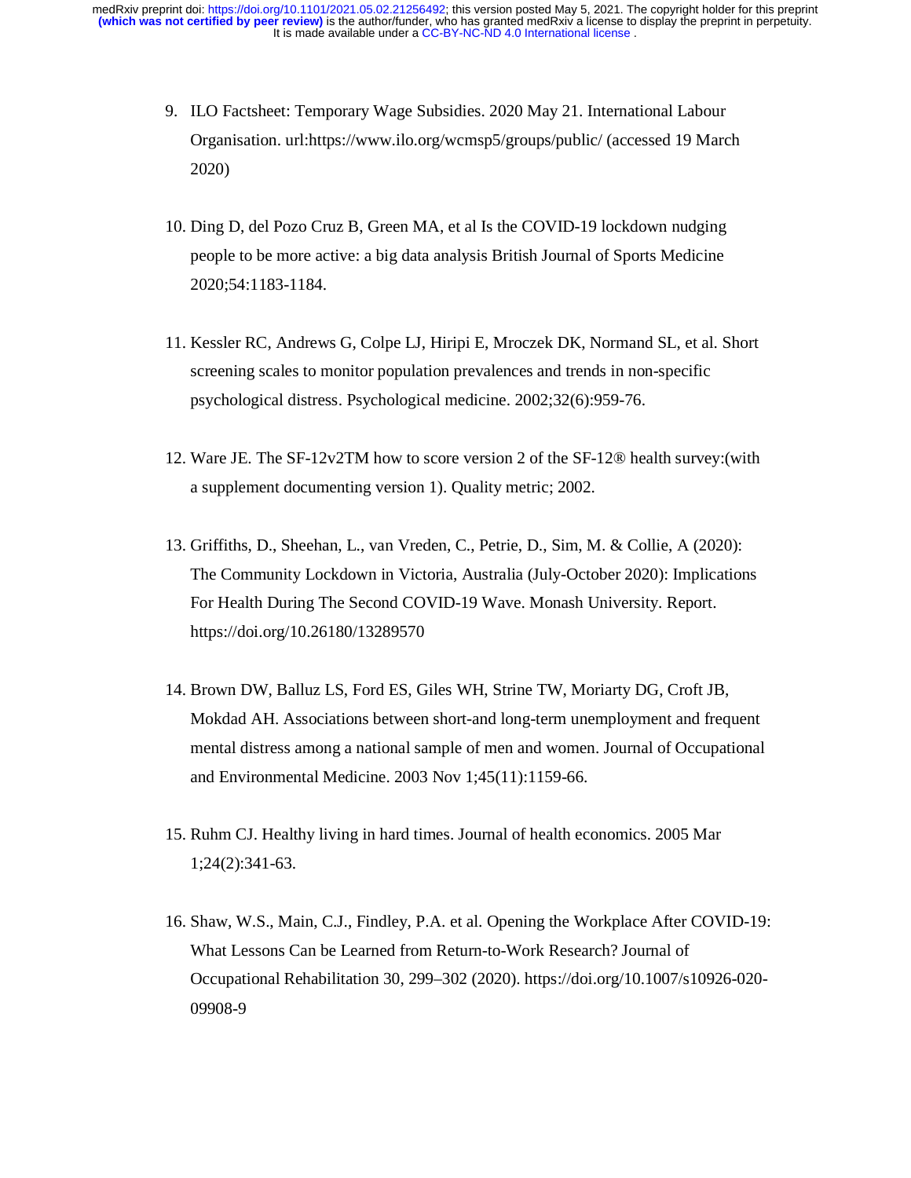9. ILO Factsheet: Temporary Wage Subsidies. 2020 May 21. International Labour Organisation. url:https://www.ilo.org/wcmsp5/groups/public/ (accessed 19 March 2020)

10. Ding D, del Pozo Cruz B, Green MA, et al Is the COVID-19 lockdown nudging people to be more active: a big data analysis British Journal of Sports Medicine 2020;54:1183-1184.

11. Kessler RC, Andrews G, Colpe LJ, Hiripi E, Mroczek DK, Normand SL, et al. Short screening scales to monitor population prevalences and trends in non-specific psychological distress. Psychological medicine. 2002;32(6):959-76.

12. Ware JE. The SF-12v2TM how to score version 2 of the SF-12® health survey:(with a supplement documenting version 1). Quality metric; 2002.

13. Griffiths, D., Sheehan, L., van Vreden, C., Petrie, D., Sim, M. & Collie, A (2020): The Community Lockdown in Victoria, Australia (July-October 2020): Implications For Health During The Second COVID-19 Wave. Monash University. Report. https://doi.org/10.26180/13289570

14. Brown DW, Balluz LS, Ford ES, Giles WH, Strine TW, Moriarty DG, Croft JB, Mokdad AH. Associations between short-and long-term unemployment and frequent mental distress among a national sample of men and women. Journal of Occupational and Environmental Medicine. 2003 Nov 1;45(11):1159-66.

15. Ruhm CJ. Healthy living in hard times. Journal of health economics. 2005 Mar 1;24(2):341-63.

16. Shaw, W.S., Main, C.J., Findley, P.A. et al. Opening the Workplace After COVID-19: What Lessons Can be Learned from Return-to-Work Research? Journal of Occupational Rehabilitation 30, 299–302 (2020). https://doi.org/10.1007/s10926-020-09908-9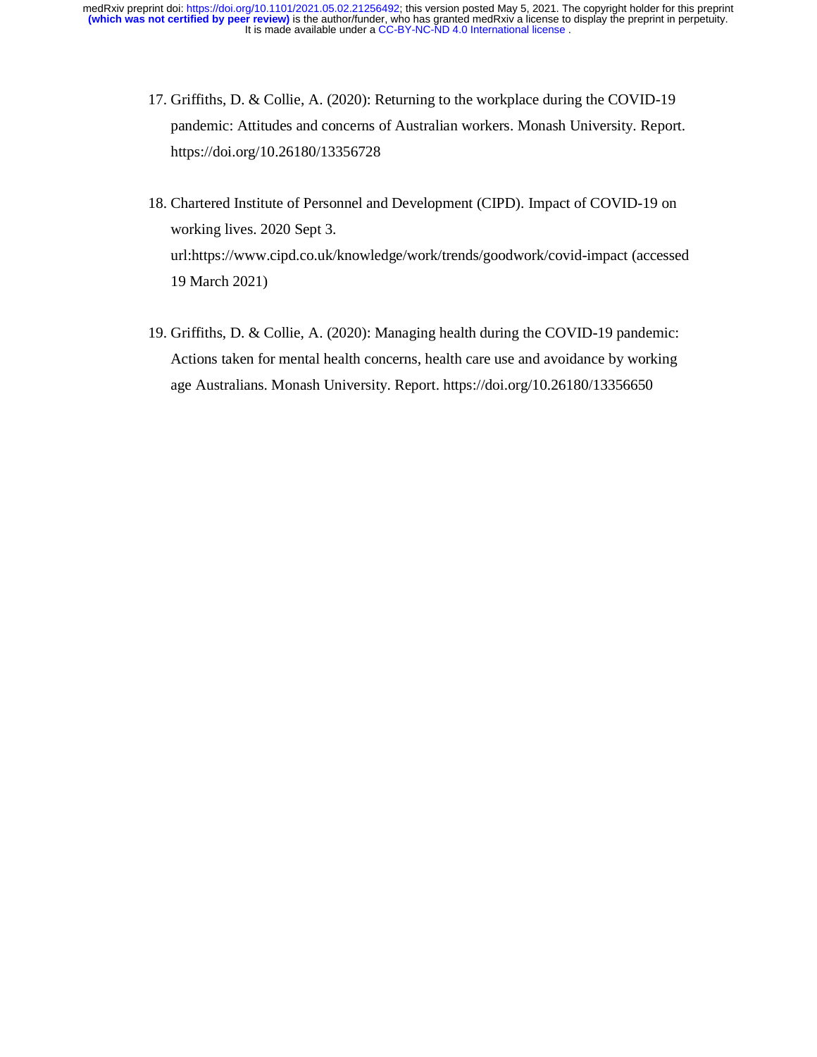17. Griffiths, D. & Collie, A. (2020): Returning to the workplace during the COVID-19 pandemic: Attitudes and concerns of Australian workers. Monash University. Report. https://doi.org/10.26180/13356728

18. Chartered Institute of Personnel and Development (CIPD). Impact of COVID-19 on working lives. 2020 Sept 3. url:https://www.cipd.co.uk/knowledge/work/trends/goodwork/covid-impact (accessed 19 March 2021)

19. Griffiths, D. & Collie, A. (2020): Managing health during the COVID-19 pandemic: Actions taken for mental health concerns, health care use and avoidance by working age Australians. Monash University. Report. https://doi.org/10.26180/13356650